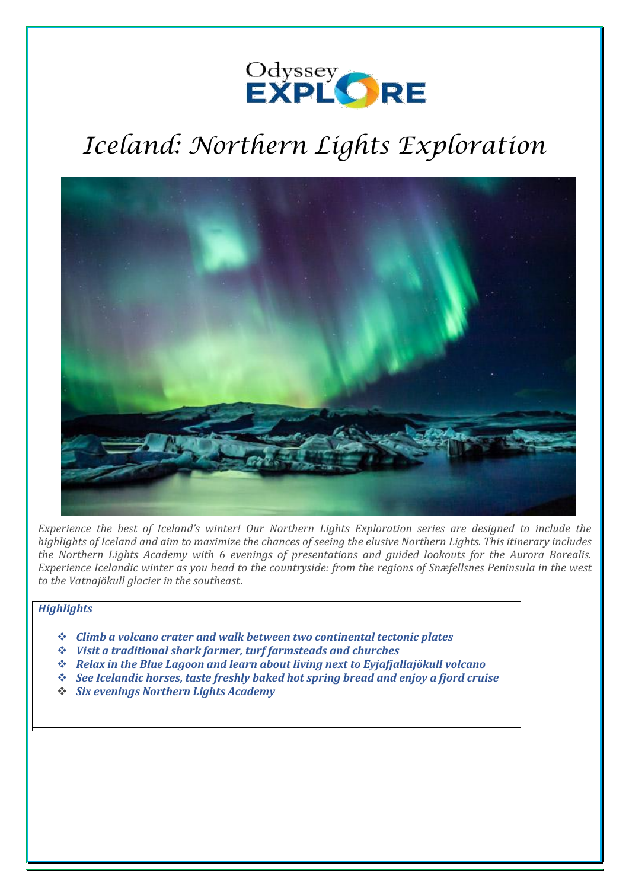# Iceland: Northern Lights Exploration

*Experience the best of Iceland's winter! Our Northern Lights Exploration series are designed to include the highlights of Iceland and aim to maximize the chances of seeing the elusive Northern Lights. This itinerary includes the Northern Lights Academy with 6 evenings of presentations and guided lookouts for the Aurora Borealis. Experience Icelandic winter as you head to the countryside: from the regions of Snæfellsnes Peninsula in the west to the Vatnajökull glacier in the southeast.*

***Highlights***

- ***Climb a volcano crater and walk between two continental tectonic plates***
- ***Visit a traditional shark farmer, turf farmsteads and churches***
- ***Relax in the Blue Lagoon and learn about living next to Eyjafjallajökull volcano***
- ***See Icelandic horses, taste freshly baked hot spring bread and enjoy a fjord cruise***
- ***Six evenings Northern Lights Academy***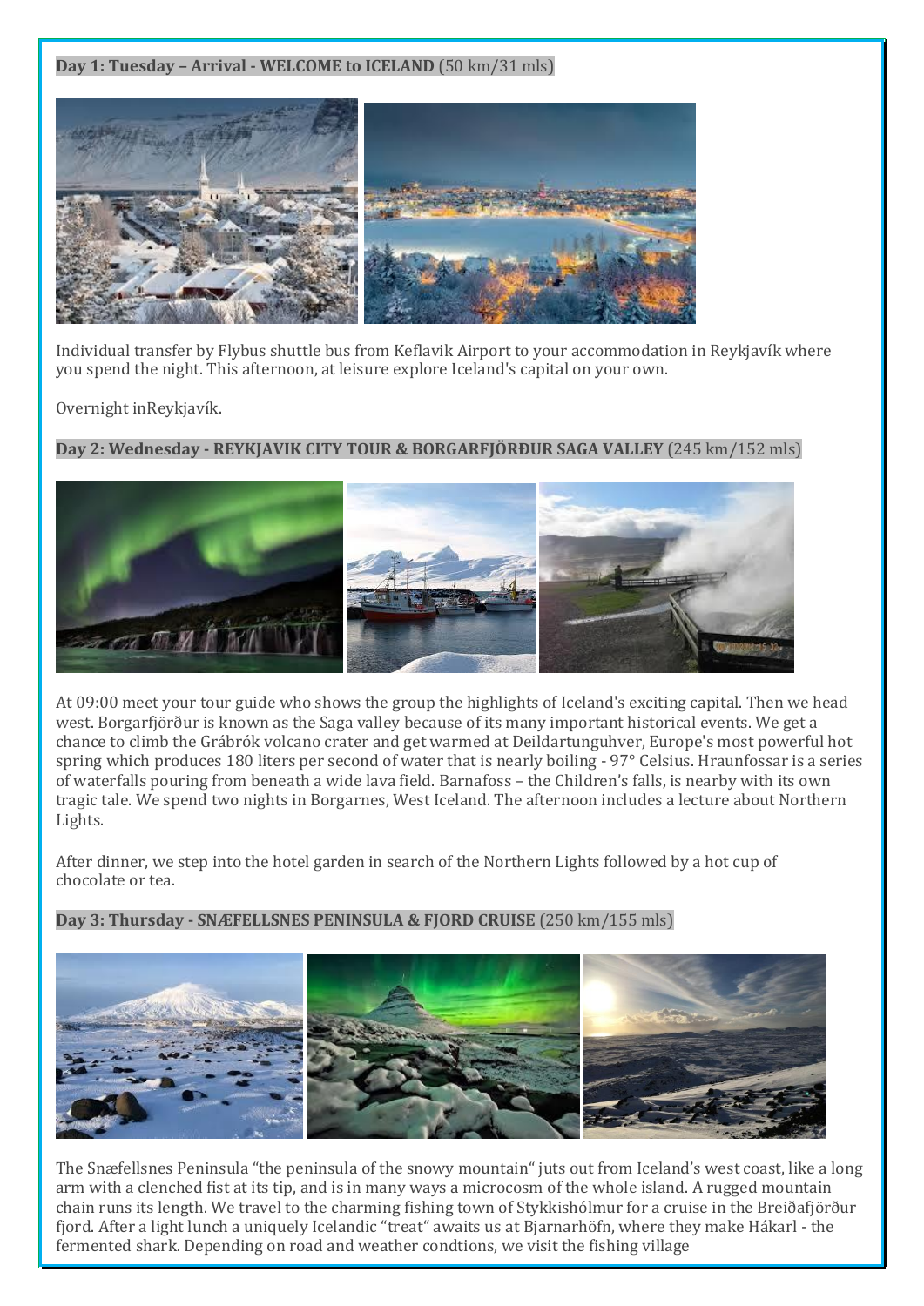**Day 1: Tuesday – Arrival - WELCOME to ICELAND** (50 km/31 mls)

Individual transfer by Flybus shuttle bus from Keflavik Airport to your accommodation in Reykjavík where you spend the night. This afternoon, at leisure explore Iceland's capital on your own.

Overnight inReykjavík.

**Day 2: Wednesday - REYKJAVIK CITY TOUR & BORGARFJÖRÐUR SAGA VALLEY** (245 km/152 mls)

At 09:00 meet your tour guide who shows the group the highlights of Iceland's exciting capital. Then we head west. Borgarfjörður is known as the Saga valley because of its many important historical events. We get a chance to climb the Grábrók volcano crater and get warmed at Deildartunguhver, Europe's most powerful hot spring which produces 180 liters per second of water that is nearly boiling - 97° Celsius. Hraunfossar is a series of waterfalls pouring from beneath a wide lava field. Barnafoss – the Children's falls, is nearby with its own tragic tale. We spend two nights in Borgarnes, West Iceland. The afternoon includes a lecture about Northern Lights.

After dinner, we step into the hotel garden in search of the Northern Lights followed by a hot cup of chocolate or tea.

**Day 3: Thursday - SNÆFELLSNES PENINSULA & FJORD CRUISE** (250 km/155 mls)

The Snæfellsnes Peninsula "the peninsula of the snowy mountain" juts out from Iceland's west coast, like a long arm with a clenched fist at its tip, and is in many ways a microcosm of the whole island. A rugged mountain chain runs its length. We travel to the charming fishing town of Stykkishólmur for a cruise in the Breiðafjörður fjord. After a light lunch a uniquely Icelandic "treat" awaits us at Bjarnarhöfn, where they make Hákarl - the fermented shark. Depending on road and weather condtions, we visit the fishing village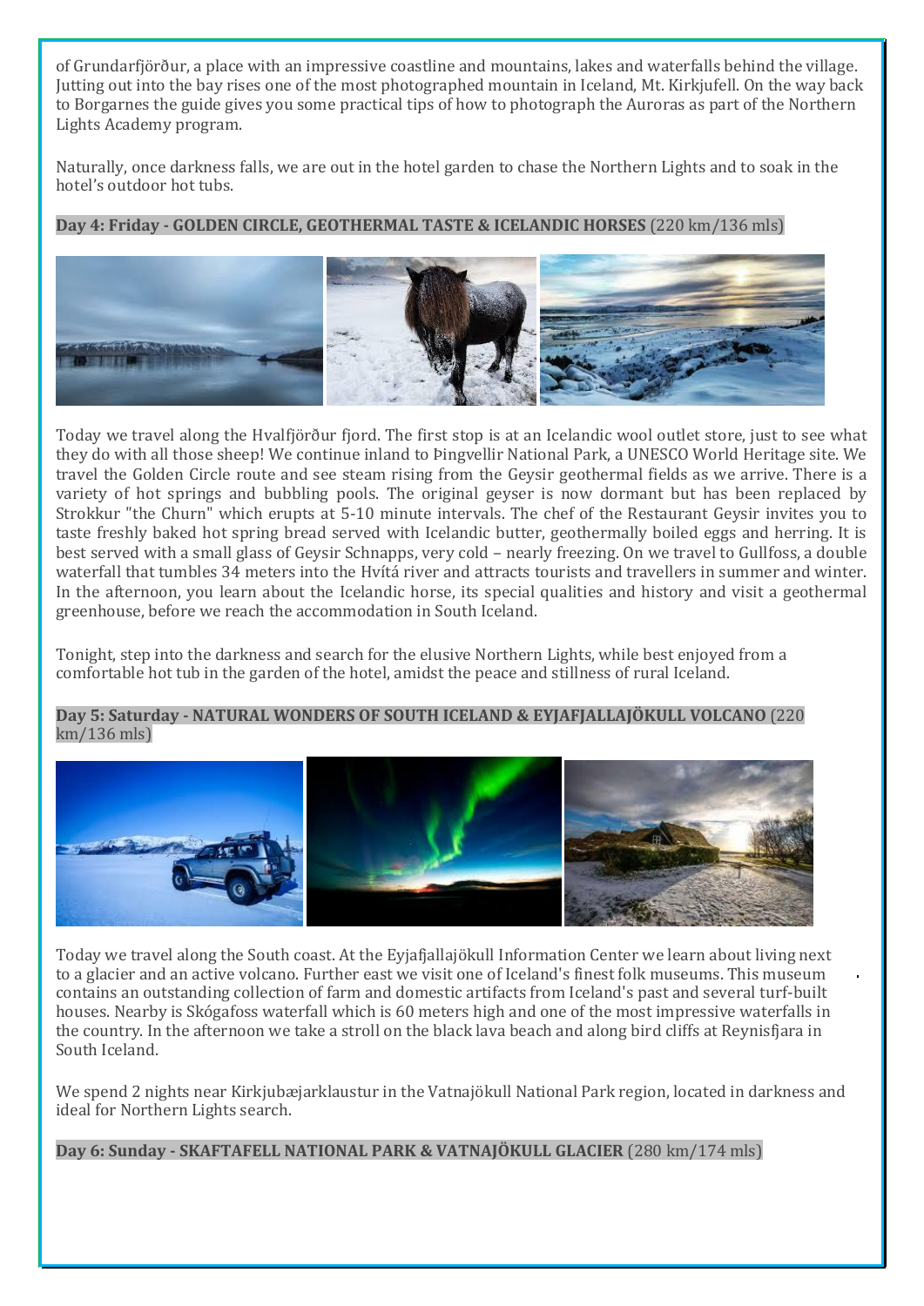of Grundarfjörður, a place with an impressive coastline and mountains, lakes and waterfalls behind the village. Jutting out into the bay rises one of the most photographed mountain in Iceland, Mt. Kirkjufell. On the way back to Borgarnes the guide gives you some practical tips of how to photograph the Auroras as part of the Northern Lights Academy program.

Naturally, once darkness falls, we are out in the hotel garden to chase the Northern Lights and to soak in the hotel's outdoor hot tubs.

**Day 4: Friday - GOLDEN CIRCLE, GEOTHERMAL TASTE & ICELANDIC HORSES** (220 km/136 mls)

Today we travel along the Hvalfjörður fjord. The first stop is at an Icelandic wool outlet store, just to see what they do with all those sheep! We continue inland to Þingvellir National Park, a UNESCO World Heritage site. We travel the Golden Circle route and see steam rising from the Geysir geothermal fields as we arrive. There is a variety of hot springs and bubbling pools. The original geyser is now dormant but has been replaced by Strokkur "the Churn" which erupts at 5-10 minute intervals. The chef of the Restaurant Geysir invites you to taste freshly baked hot spring bread served with Icelandic butter, geothermally boiled eggs and herring. It is best served with a small glass of Geysir Schnapps, very cold – nearly freezing. On we travel to Gullfoss, a double waterfall that tumbles 34 meters into the Hvítá river and attracts tourists and travellers in summer and winter. In the afternoon, you learn about the Icelandic horse, its special qualities and history and visit a geothermal greenhouse, before we reach the accommodation in South Iceland.

Tonight, step into the darkness and search for the elusive Northern Lights, while best enjoyed from a comfortable hot tub in the garden of the hotel, amidst the peace and stillness of rural Iceland.

**Day 5: Saturday - NATURAL WONDERS OF SOUTH ICELAND & EYJAFJALLAJÖKULL VOLCANO** (220 km/136 mls)

Today we travel along the South coast. At the Eyjafjallajökull Information Center we learn about living next to a glacier and an active volcano. Further east we visit one of Iceland's finest folk museums. This museum contains an outstanding collection of farm and domestic artifacts from Iceland's past and several turf-built houses. Nearby is Skógafoss waterfall which is 60 meters high and one of the most impressive waterfalls in the country. In the afternoon we take a stroll on the black lava beach and along bird cliffs at Reynisfjara in South Iceland.

We spend 2 nights near Kirkjubæjarklaustur in the Vatnajökull National Park region, located in darkness and ideal for Northern Lights search.

**Day 6: Sunday - SKAFTAFELL NATIONAL PARK & VATNAJÖKULL GLACIER** (280 km/174 mls)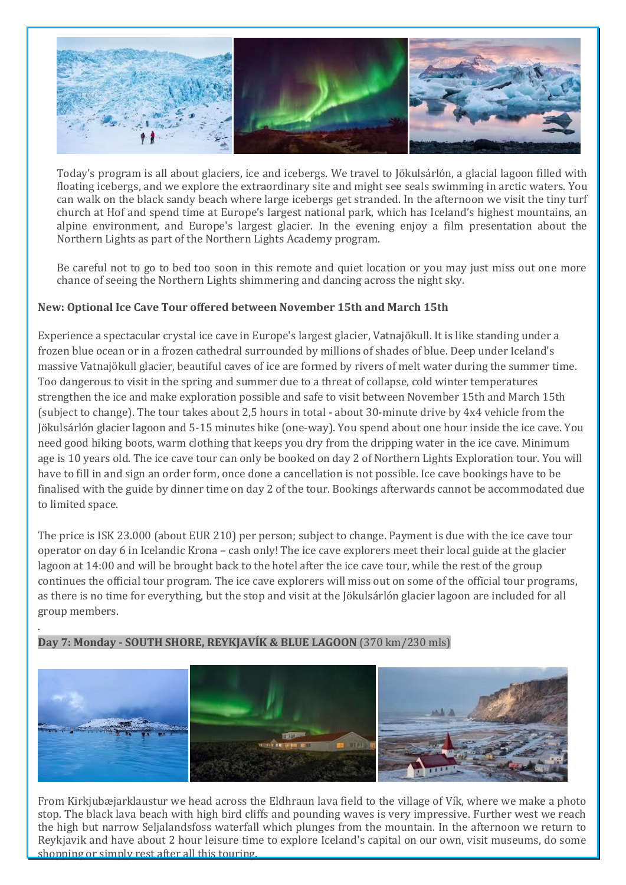Today's program is all about glaciers, ice and icebergs. We travel to Jökulsárlón, a glacial lagoon filled with floating icebergs, and we explore the extraordinary site and might see seals swimming in arctic waters. You can walk on the black sandy beach where large icebergs get stranded. In the afternoon we visit the tiny turf church at Hof and spend time at Europe's largest national park, which has Iceland's highest mountains, an alpine environment, and Europe's largest glacier. In the evening enjoy a film presentation about the Northern Lights as part of the Northern Lights Academy program.

Be careful not to go to bed too soon in this remote and quiet location or you may just miss out one more chance of seeing the Northern Lights shimmering and dancing across the night sky.

**New: Optional Ice Cave Tour offered between November 15th and March 15th**

Experience a spectacular crystal ice cave in Europe's largest glacier, Vatnajökull. It is like standing under a frozen blue ocean or in a frozen cathedral surrounded by millions of shades of blue. Deep under Iceland's massive Vatnajökull glacier, beautiful caves of ice are formed by rivers of melt water during the summer time. Too dangerous to visit in the spring and summer due to a threat of collapse, cold winter temperatures strengthen the ice and make exploration possible and safe to visit between November 15th and March 15th (subject to change). The tour takes about 2,5 hours in total - about 30-minute drive by 4x4 vehicle from the Jökulsárlón glacier lagoon and 5-15 minutes hike (one-way). You spend about one hour inside the ice cave. You need good hiking boots, warm clothing that keeps you dry from the dripping water in the ice cave. Minimum age is 10 years old. The ice cave tour can only be booked on day 2 of Northern Lights Exploration tour. You will have to fill in and sign an order form, once done a cancellation is not possible. Ice cave bookings have to be finalised with the guide by dinner time on day 2 of the tour. Bookings afterwards cannot be accommodated due to limited space.

The price is ISK 23.000 (about EUR 210) per person; subject to change. Payment is due with the ice cave tour operator on day 6 in Icelandic Krona – cash only! The ice cave explorers meet their local guide at the glacier lagoon at 14:00 and will be brought back to the hotel after the ice cave tour, while the rest of the group continues the official tour program. The ice cave explorers will miss out on some of the official tour programs, as there is no time for everything, but the stop and visit at the Jökulsárlón glacier lagoon are included for all group members.

.

**Day 7: Monday - SOUTH SHORE, REYKJAVÍK & BLUE LAGOON** (370 km/230 mls)

From Kirkjubæjarklaustur we head across the Eldhraun lava field to the village of Vík, where we make a photo stop. The black lava beach with high bird cliffs and pounding waves is very impressive. Further west we reach the high but narrow Seljalandsfoss waterfall which plunges from the mountain. In the afternoon we return to Reykjavik and have about 2 hour leisure time to explore Iceland's capital on our own, visit museums, do some shopping or simply rest after all this touring.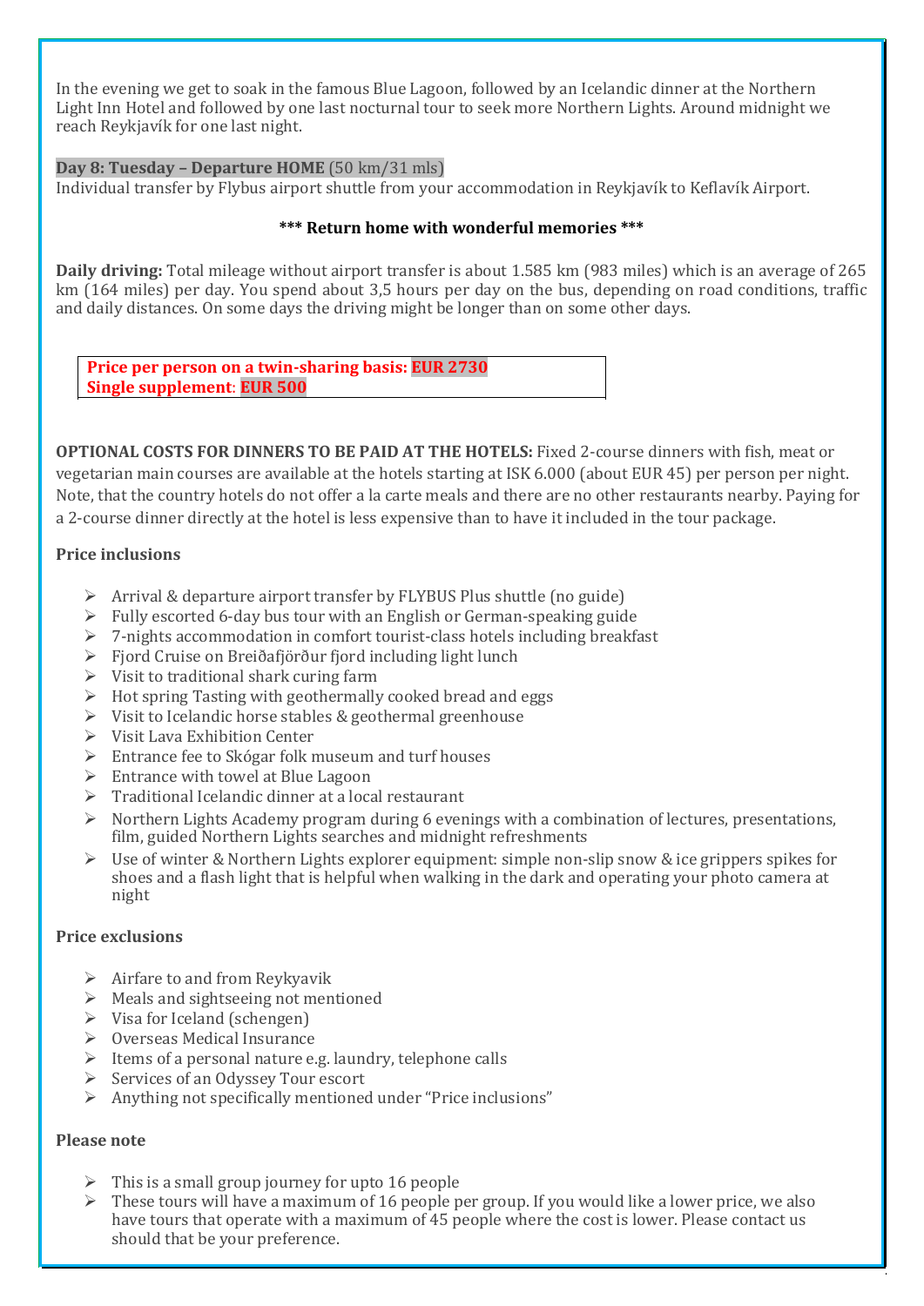In the evening we get to soak in the famous Blue Lagoon, followed by an Icelandic dinner at the Northern Light Inn Hotel and followed by one last nocturnal tour to seek more Northern Lights. Around midnight we reach Reykjavík for one last night.

**Day 8: Tuesday – Departure HOME** (50 km/31 mls)
Individual transfer by Flybus airport shuttle from your accommodation in Reykjavík to Keflavík Airport.

**\*\*\* Return home with wonderful memories \*\*\***

**Daily driving:** Total mileage without airport transfer is about 1.585 km (983 miles) which is an average of 265 km (164 miles) per day. You spend about 3,5 hours per day on the bus, depending on road conditions, traffic and daily distances. On some days the driving might be longer than on some other days.

**Price per person on a twin-sharing basis: EUR 2730**
**Single supplement: EUR 500**

**OPTIONAL COSTS FOR DINNERS TO BE PAID AT THE HOTELS:** Fixed 2-course dinners with fish, meat or vegetarian main courses are available at the hotels starting at ISK 6.000 (about EUR 45) per person per night. Note, that the country hotels do not offer a la carte meals and there are no other restaurants nearby. Paying for a 2-course dinner directly at the hotel is less expensive than to have it included in the tour package.

**Price inclusions**

- Arrival & departure airport transfer by FLYBUS Plus shuttle (no guide)
- Fully escorted 6-day bus tour with an English or German-speaking guide
- 7-nights accommodation in comfort tourist-class hotels including breakfast
- Fjord Cruise on Breiðafjörður fjord including light lunch
- Visit to traditional shark curing farm
- Hot spring Tasting with geothermally cooked bread and eggs
- Visit to Icelandic horse stables & geothermal greenhouse
- Visit Lava Exhibition Center
- Entrance fee to Skógar folk museum and turf houses
- Entrance with towel at Blue Lagoon
- Traditional Icelandic dinner at a local restaurant
- Northern Lights Academy program during 6 evenings with a combination of lectures, presentations, film, guided Northern Lights searches and midnight refreshments
- Use of winter & Northern Lights explorer equipment: simple non-slip snow & ice grippers spikes for shoes and a flash light that is helpful when walking in the dark and operating your photo camera at night

**Price exclusions**

- Airfare to and from Reykyavik
- Meals and sightseeing not mentioned
- Visa for Iceland (schengen)
- Overseas Medical Insurance
- Items of a personal nature e.g. laundry, telephone calls
- Services of an Odyssey Tour escort
- Anything not specifically mentioned under "Price inclusions"

**Please note**

- This is a small group journey for upto 16 people
- These tours will have a maximum of 16 people per group. If you would like a lower price, we also have tours that operate with a maximum of 45 people where the cost is lower. Please contact us should that be your preference.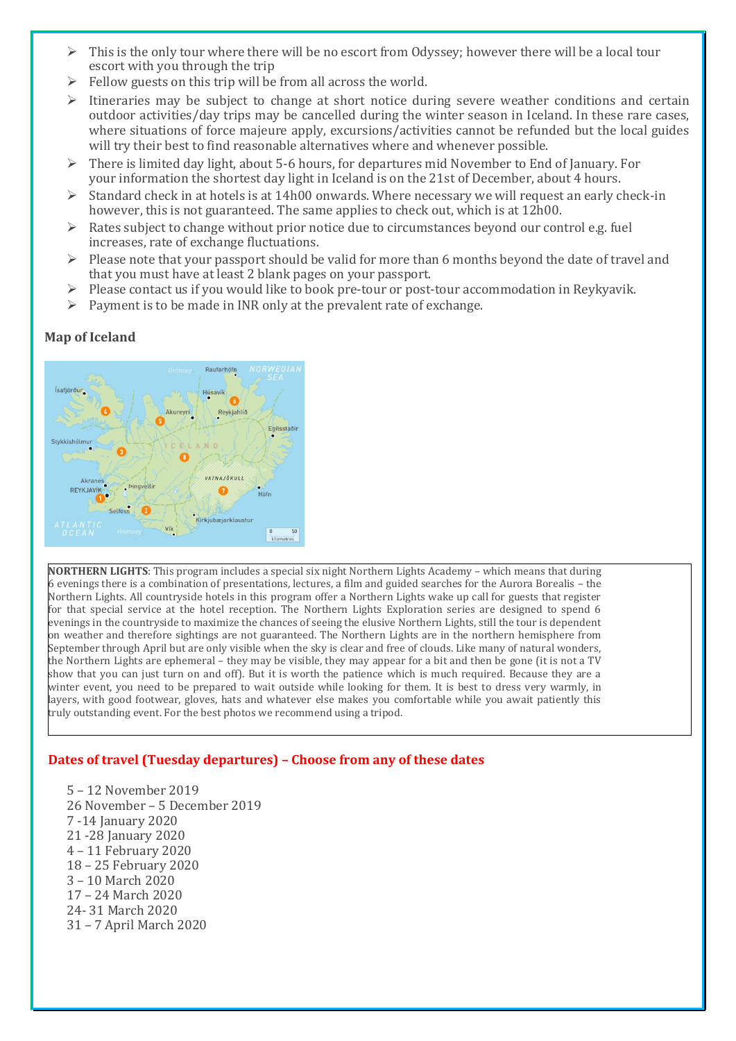- This is the only tour where there will be no escort from Odyssey; however there will be a local tour escort with you through the trip
- Fellow guests on this trip will be from all across the world.
- Itineraries may be subject to change at short notice during severe weather conditions and certain outdoor activities/day trips may be cancelled during the winter season in Iceland. In these rare cases, where situations of force majeure apply, excursions/activities cannot be refunded but the local guides will try their best to find reasonable alternatives where and whenever possible.
- There is limited day light, about 5-6 hours, for departures mid November to End of January. For your information the shortest day light in Iceland is on the 21st of December, about 4 hours.
- Standard check in at hotels is at 14h00 onwards. Where necessary we will request an early check-in however, this is not guaranteed. The same applies to check out, which is at 12h00.
- Rates subject to change without prior notice due to circumstances beyond our control e.g. fuel increases, rate of exchange fluctuations.
- Please note that your passport should be valid for more than 6 months beyond the date of travel and that you must have at least 2 blank pages on your passport.
- Please contact us if you would like to book pre-tour or post-tour accommodation in Reykyavik.
- Payment is to be made in INR only at the prevalent rate of exchange.

**Map of Iceland**

**NORTHERN LIGHTS**: This program includes a special six night Northern Lights Academy – which means that during 6 evenings there is a combination of presentations, lectures, a film and guided searches for the Aurora Borealis – the Northern Lights. All countryside hotels in this program offer a Northern Lights wake up call for guests that register for that special service at the hotel reception. The Northern Lights Exploration series are designed to spend 6 evenings in the countryside to maximize the chances of seeing the elusive Northern Lights, still the tour is dependent on weather and therefore sightings are not guaranteed. The Northern Lights are in the northern hemisphere from September through April but are only visible when the sky is clear and free of clouds. Like many of natural wonders, the Northern Lights are ephemeral – they may be visible, they may appear for a bit and then be gone (it is not a TV show that you can just turn on and off). But it is worth the patience which is much required. Because they are a winter event, you need to be prepared to wait outside while looking for them. It is best to dress very warmly, in layers, with good footwear, gloves, hats and whatever else makes you comfortable while you await patiently this truly outstanding event. For the best photos we recommend using a tripod.

**Dates of travel (Tuesday departures) – Choose from any of these dates**

5 – 12 November 2019
26 November – 5 December 2019
7 -14 January 2020
21 -28 January 2020
4 – 11 February 2020
18 – 25 February 2020
3 – 10 March 2020
17 – 24 March 2020
24- 31 March 2020
31 – 7 April March 2020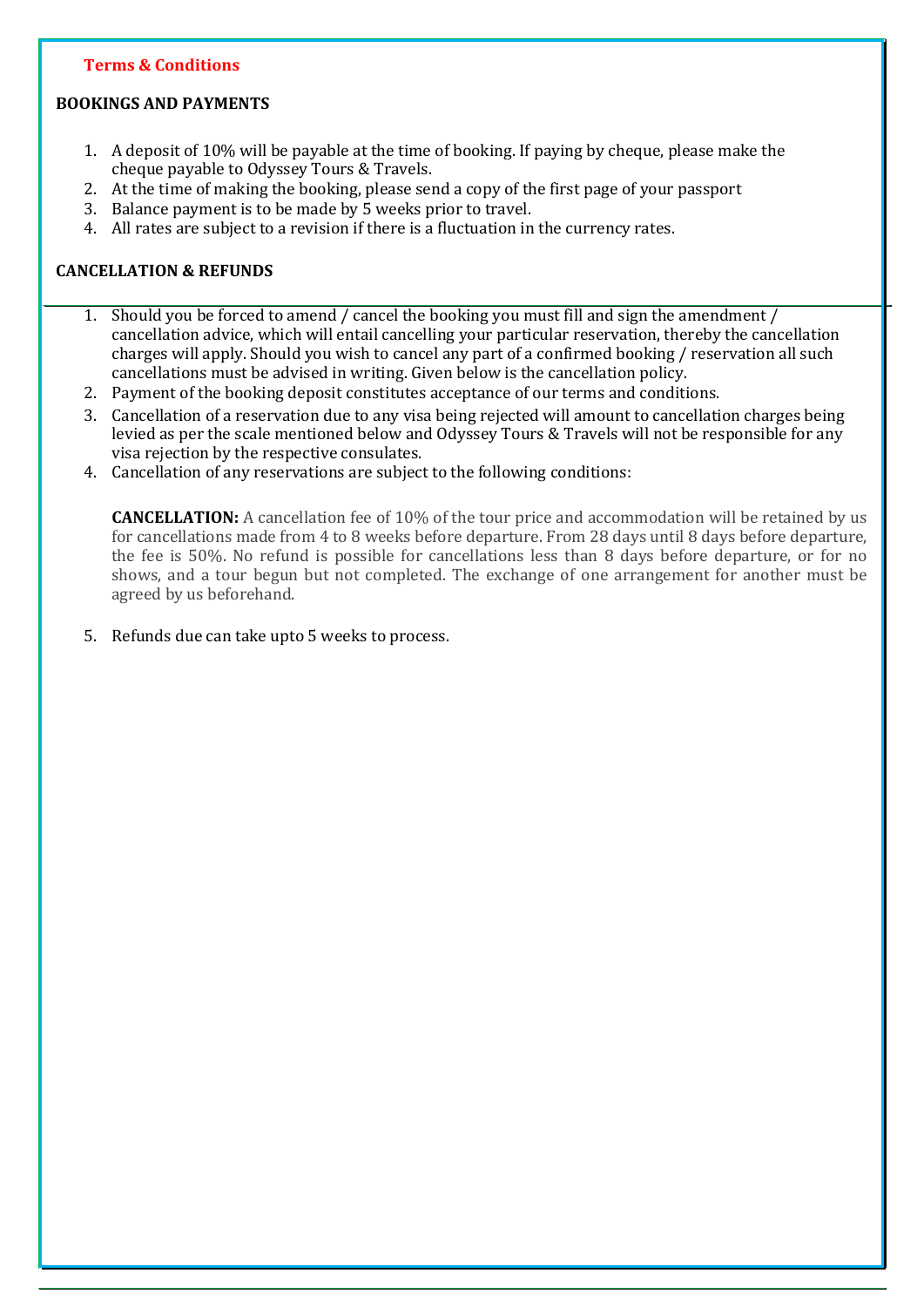## Terms & Conditions

### BOOKINGS AND PAYMENTS

1. A deposit of 10% will be payable at the time of booking. If paying by cheque, please make the cheque payable to Odyssey Tours & Travels.
2. At the time of making the booking, please send a copy of the first page of your passport
3. Balance payment is to be made by 5 weeks prior to travel.
4. All rates are subject to a revision if there is a fluctuation in the currency rates.

### CANCELLATION & REFUNDS

1. Should you be forced to amend / cancel the booking you must fill and sign the amendment / cancellation advice, which will entail cancelling your particular reservation, thereby the cancellation charges will apply. Should you wish to cancel any part of a confirmed booking / reservation all such cancellations must be advised in writing. Given below is the cancellation policy.
2. Payment of the booking deposit constitutes acceptance of our terms and conditions.
3. Cancellation of a reservation due to any visa being rejected will amount to cancellation charges being levied as per the scale mentioned below and Odyssey Tours & Travels will not be responsible for any visa rejection by the respective consulates.
4. Cancellation of any reservations are subject to the following conditions:

   **CANCELLATION:** A cancellation fee of 10% of the tour price and accommodation will be retained by us for cancellations made from 4 to 8 weeks before departure. From 28 days until 8 days before departure, the fee is 50%. No refund is possible for cancellations less than 8 days before departure, or for no shows, and a tour begun but not completed. The exchange of one arrangement for another must be agreed by us beforehand.

5. Refunds due can take upto 5 weeks to process.